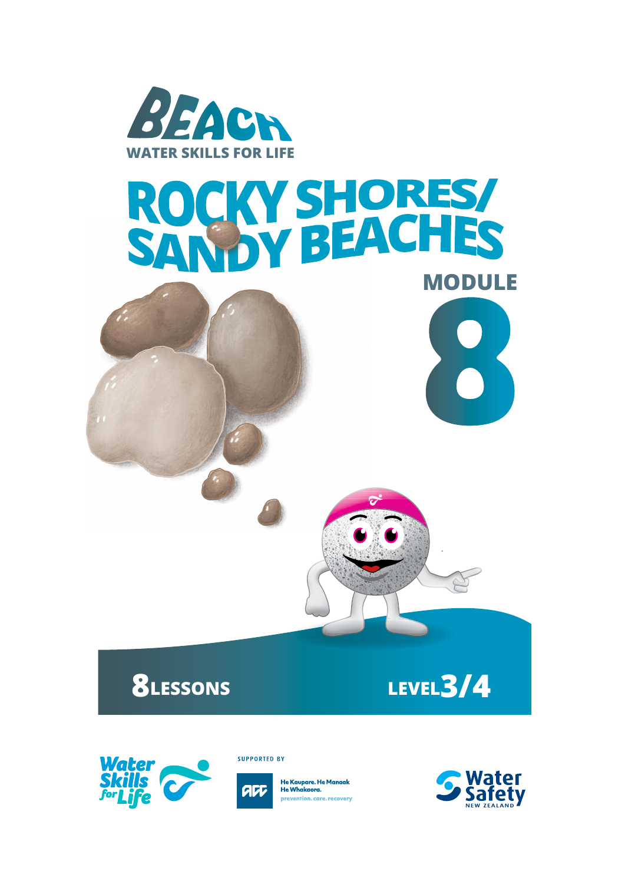BEACH

WATER SKILLS FOR LIFE

# ROCKY SHORES/ SANDY BEACHES

## MODULE 8

**8 LESSONS**

**LEVEL 3/4**

Water Skills for Life

SUPPORTED BY

ACC

He Kaupare. He Manaaki. He Whakaora.

prevention. care. recovery

Water Safety New Zealand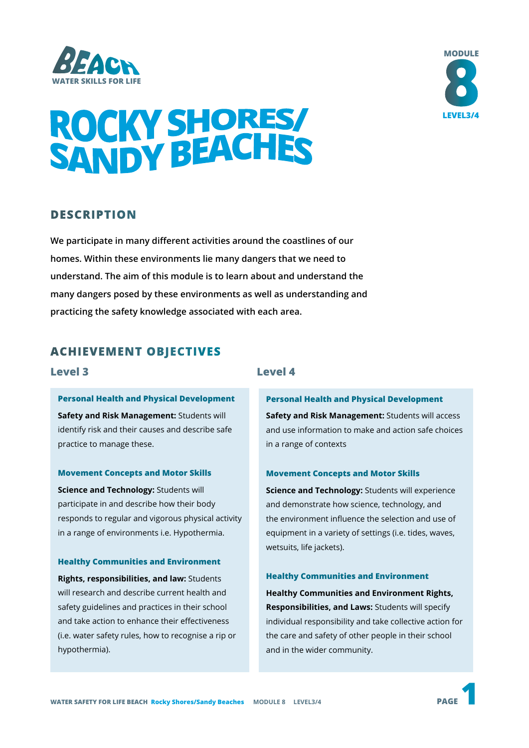BEACH
WATER SKILLS FOR LIFE

MODULE 8
LEVEL3/4

# ROCKY SHORES/ SANDY BEACHES

## DESCRIPTION

**We participate in many different activities around the coastlines of our homes. Within these environments lie many dangers that we need to understand. The aim of this module is to learn about and understand the many dangers posed by these environments as well as understanding and practicing the safety knowledge associated with each area.**

## ACHIEVEMENT OBJECTIVES

### Level 3

#### Personal Health and Physical Development

**Safety and Risk Management:** Students will identify risk and their causes and describe safe practice to manage these.

#### Movement Concepts and Motor Skills

**Science and Technology:** Students will participate in and describe how their body responds to regular and vigorous physical activity in a range of environments i.e. Hypothermia.

#### Healthy Communities and Environment

**Rights, responsibilities, and law:** Students will research and describe current health and safety guidelines and practices in their school and take action to enhance their effectiveness (i.e. water safety rules, how to recognise a rip or hypothermia).

### Level 4

#### Personal Health and Physical Development

**Safety and Risk Management:** Students will access and use information to make and action safe choices in a range of contexts

#### Movement Concepts and Motor Skills

**Science and Technology:** Students will experience and demonstrate how science, technology, and the environment influence the selection and use of equipment in a variety of settings (i.e. tides, waves, wetsuits, life jackets).

#### Healthy Communities and Environment

**Healthy Communities and Environment Rights, Responsibilities, and Laws:** Students will specify individual responsibility and take collective action for the care and safety of other people in their school and in the wider community.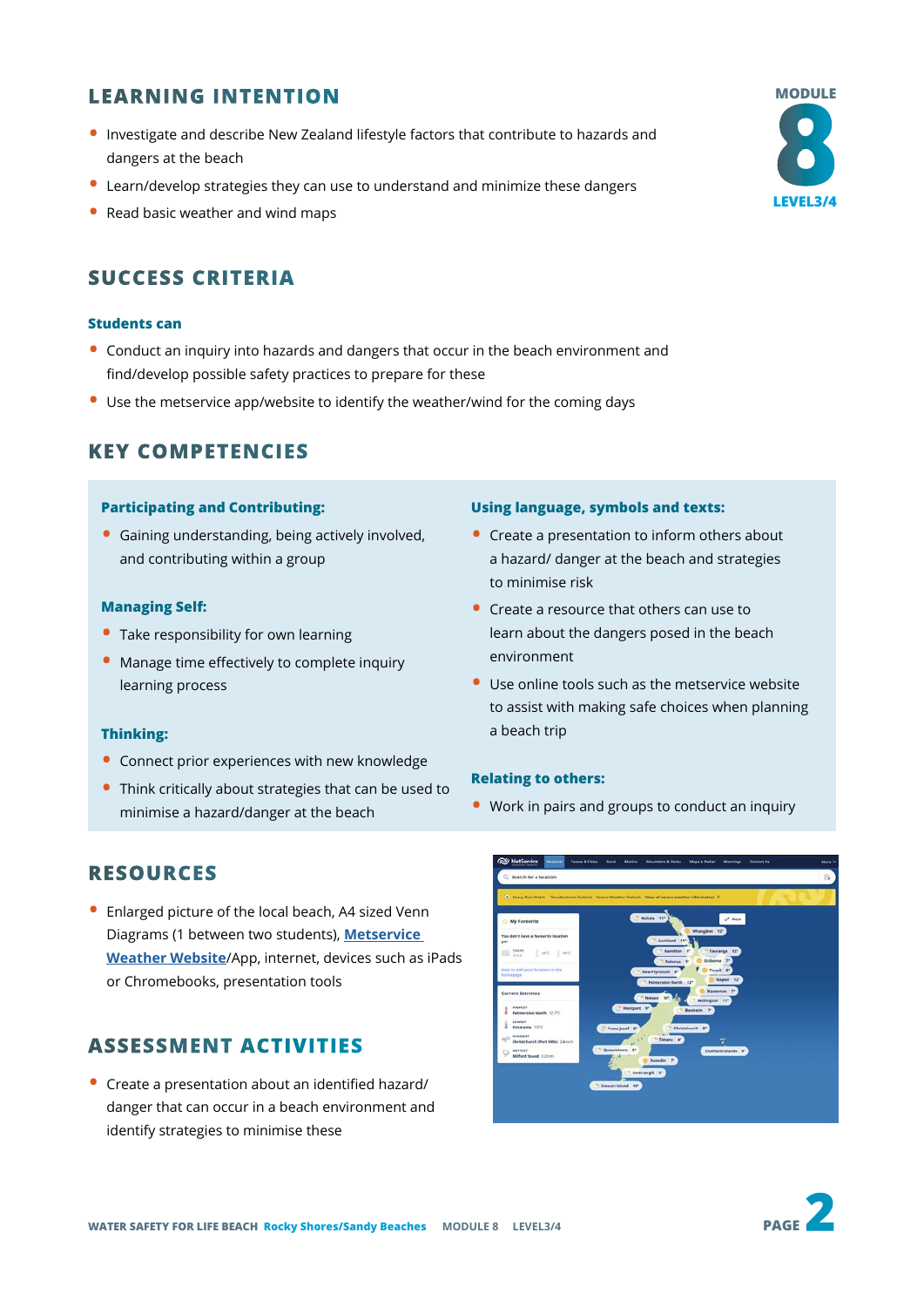MODULE 8 LEVEL3/4

## LEARNING INTENTION

- Investigate and describe New Zealand lifestyle factors that contribute to hazards and dangers at the beach
- Learn/develop strategies they can use to understand and minimize these dangers
- Read basic weather and wind maps

## SUCCESS CRITERIA

### Students can

- Conduct an inquiry into hazards and dangers that occur in the beach environment and find/develop possible safety practices to prepare for these
- Use the metservice app/website to identify the weather/wind for the coming days

## KEY COMPETENCIES

### Participating and Contributing:

- Gaining understanding, being actively involved, and contributing within a group

### Managing Self:

- Take responsibility for own learning
- Manage time effectively to complete inquiry learning process

### Thinking:

- Connect prior experiences with new knowledge
- Think critically about strategies that can be used to minimise a hazard/danger at the beach

### Using language, symbols and texts:

- Create a presentation to inform others about a hazard/ danger at the beach and strategies to minimise risk
- Create a resource that others can use to learn about the dangers posed in the beach environment
- Use online tools such as the metservice website to assist with making safe choices when planning a beach trip

### Relating to others:

- Work in pairs and groups to conduct an inquiry

## RESOURCES

- Enlarged picture of the local beach, A4 sized Venn Diagrams (1 between two students), Metservice Weather Website/App, internet, devices such as iPads or Chromebooks, presentation tools

## ASSESSMENT ACTIVITIES

- Create a presentation about an identified hazard/ danger that can occur in a beach environment and identify strategies to minimise these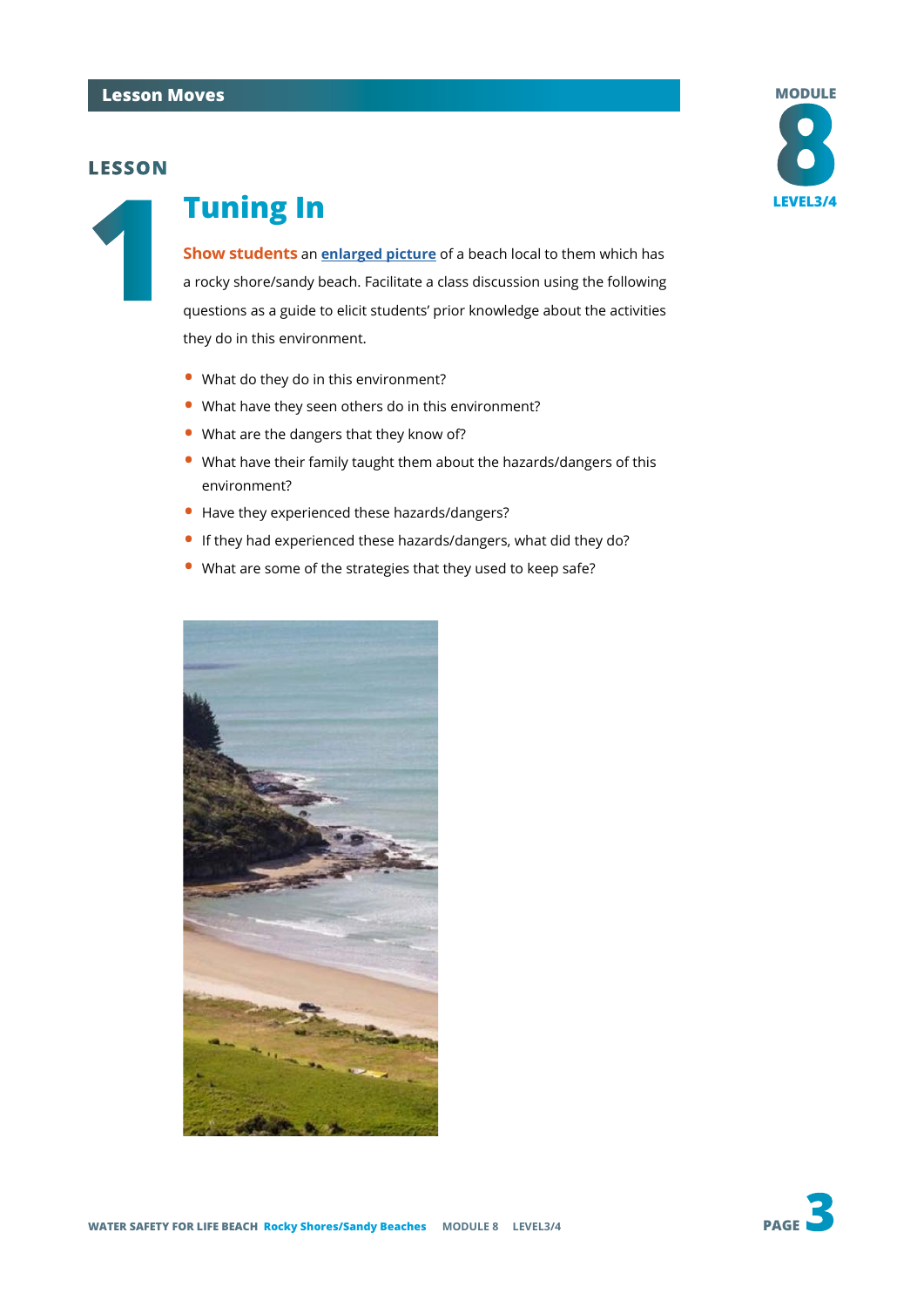## Lesson Moves

### LESSON 1

# Tuning In

**Show students** an **enlarged picture** of a beach local to them which has a rocky shore/sandy beach. Facilitate a class discussion using the following questions as a guide to elicit students' prior knowledge about the activities they do in this environment.

- What do they do in this environment?
- What have they seen others do in this environment?
- What are the dangers that they know of?
- What have their family taught them about the hazards/dangers of this environment?
- Have they experienced these hazards/dangers?
- If they had experienced these hazards/dangers, what did they do?
- What are some of the strategies that they used to keep safe?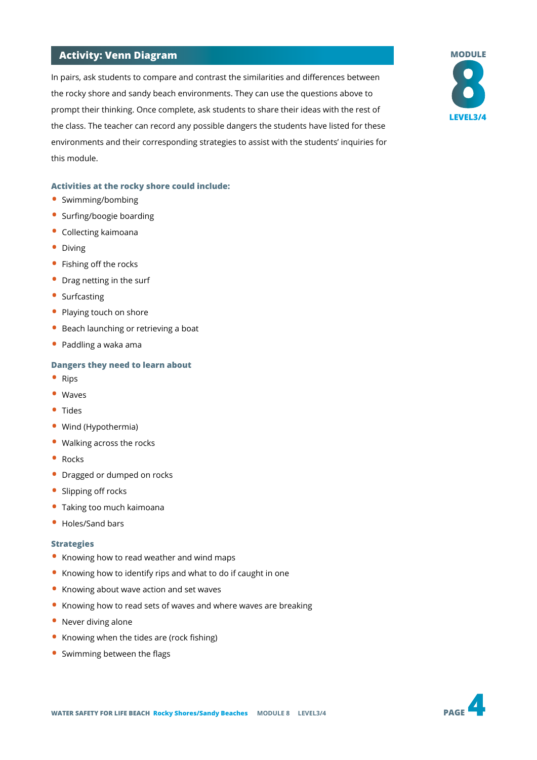## Activity: Venn Diagram

In pairs, ask students to compare and contrast the similarities and differences between the rocky shore and sandy beach environments. They can use the questions above to prompt their thinking. Once complete, ask students to share their ideas with the rest of the class. The teacher can record any possible dangers the students have listed for these environments and their corresponding strategies to assist with the students' inquiries for this module.

### Activities at the rocky shore could include:

- Swimming/bombing
- Surfing/boogie boarding
- Collecting kaimoana
- Diving
- Fishing off the rocks
- Drag netting in the surf
- Surfcasting
- Playing touch on shore
- Beach launching or retrieving a boat
- Paddling a waka ama

### Dangers they need to learn about

- Rips
- Waves
- Tides
- Wind (Hypothermia)
- Walking across the rocks
- Rocks
- Dragged or dumped on rocks
- Slipping off rocks
- Taking too much kaimoana
- Holes/Sand bars

### Strategies

- Knowing how to read weather and wind maps
- Knowing how to identify rips and what to do if caught in one
- Knowing about wave action and set waves
- Knowing how to read sets of waves and where waves are breaking
- Never diving alone
- Knowing when the tides are (rock fishing)
- Swimming between the flags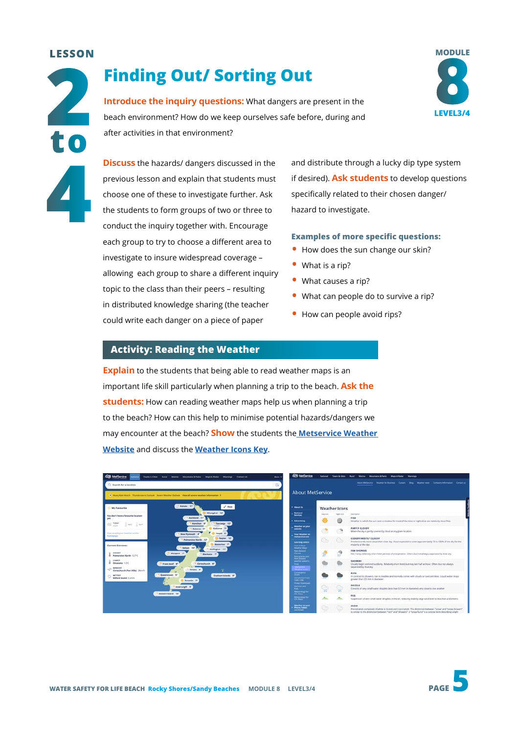LESSON 2 to 4

# Finding Out/ Sorting Out

MODULE 8 LEVEL3/4

**Introduce the inquiry questions:** What dangers are present in the beach environment? How do we keep ourselves safe before, during and after activities in that environment?

**Discuss** the hazards/ dangers discussed in the previous lesson and explain that students must choose one of these to investigate further. Ask the students to form groups of two or three to conduct the inquiry together with. Encourage each group to try to choose a different area to investigate to insure widespread coverage – allowing each group to share a different inquiry topic to the class than their peers – resulting in distributed knowledge sharing (the teacher could write each danger on a piece of paper and distribute through a lucky dip type system if desired). **Ask students** to develop questions specifically related to their chosen danger/ hazard to investigate.

### Examples of more specific questions:

- How does the sun change our skin?
- What is a rip?
- What causes a rip?
- What can people do to survive a rip?
- How can people avoid rips?

## Activity: Reading the Weather

**Explain** to the students that being able to read weather maps is an important life skill particularly when planning a trip to the beach. **Ask the students:** How can reading weather maps help us when planning a trip to the beach? How can this help to minimise potential hazards/dangers we may encounter at the beach? **Show** the students the Metservice Weather Website and discuss the Weather Icons Key.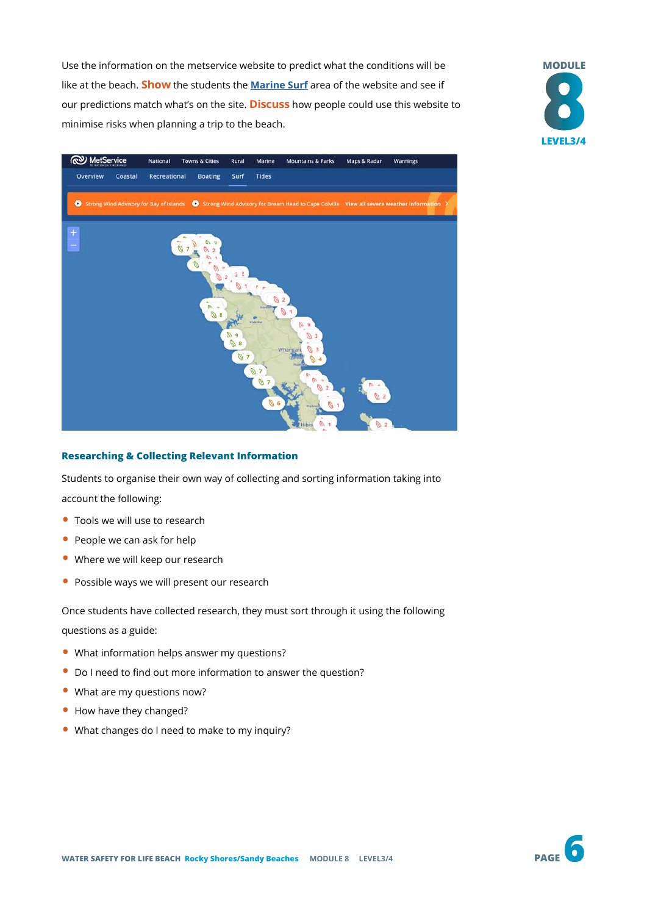Use the information on the metservice website to predict what the conditions will be like at the beach. **Show** the students the [Marine Surf] area of the website and see if our predictions match what's on the site. **Discuss** how people could use this website to minimise risks when planning a trip to the beach.

### Researching & Collecting Relevant Information

Students to organise their own way of collecting and sorting information taking into account the following:

- Tools we will use to research
- People we can ask for help
- Where we will keep our research
- Possible ways we will present our research

Once students have collected research, they must sort through it using the following questions as a guide:

- What information helps answer my questions?
- Do I need to find out more information to answer the question?
- What are my questions now?
- How have they changed?
- What changes do I need to make to my inquiry?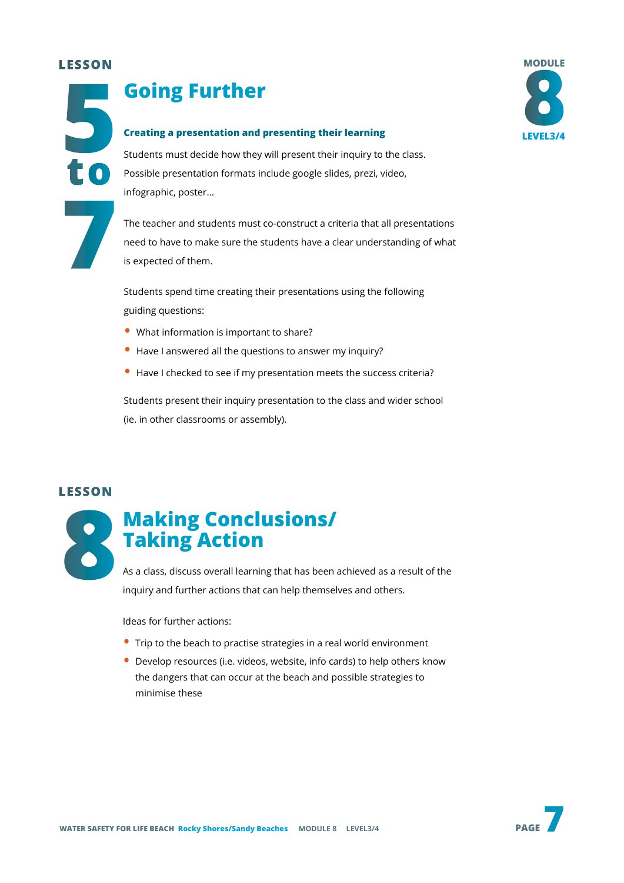## LESSON 5 to 7

# Going Further

### Creating a presentation and presenting their learning

Students must decide how they will present their inquiry to the class. Possible presentation formats include google slides, prezi, video, infographic, poster...

The teacher and students must co-construct a criteria that all presentations need to have to make sure the students have a clear understanding of what is expected of them.

Students spend time creating their presentations using the following guiding questions:

- What information is important to share?
- Have I answered all the questions to answer my inquiry?
- Have I checked to see if my presentation meets the success criteria?

Students present their inquiry presentation to the class and wider school (ie. in other classrooms or assembly).

## LESSON 8

# Making Conclusions/ Taking Action

As a class, discuss overall learning that has been achieved as a result of the inquiry and further actions that can help themselves and others.

Ideas for further actions:

- Trip to the beach to practise strategies in a real world environment
- Develop resources (i.e. videos, website, info cards) to help others know the dangers that can occur at the beach and possible strategies to minimise these